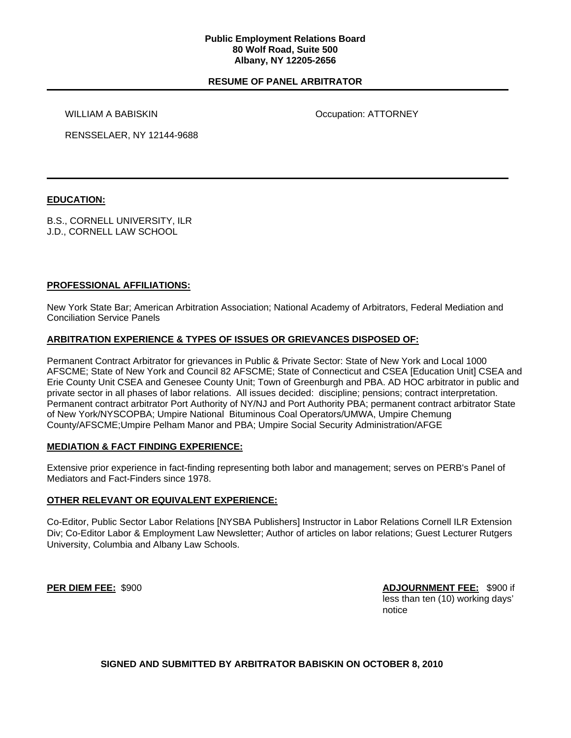**Public Employment Relations Board**
**80 Wolf Road, Suite 500**
**Albany, NY 12205-2656**

## RESUME OF PANEL ARBITRATOR

WILLIAM A BABISKIN

Occupation: ATTORNEY

RENSSELAER, NY 12144-9688

---

### EDUCATION:

B.S., CORNELL UNIVERSITY, ILR
J.D., CORNELL LAW SCHOOL

### PROFESSIONAL AFFILIATIONS:

New York State Bar; American Arbitration Association; National Academy of Arbitrators, Federal Mediation and Conciliation Service Panels

### ARBITRATION EXPERIENCE & TYPES OF ISSUES OR GRIEVANCES DISPOSED OF:

Permanent Contract Arbitrator for grievances in Public & Private Sector: State of New York and Local 1000 AFSCME; State of New York and Council 82 AFSCME; State of Connecticut and CSEA [Education Unit] CSEA and Erie County Unit CSEA and Genesee County Unit; Town of Greenburgh and PBA. AD HOC arbitrator in public and private sector in all phases of labor relations. All issues decided: discipline; pensions; contract interpretation. Permanent contract arbitrator Port Authority of NY/NJ and Port Authority PBA; permanent contract arbitrator State of New York/NYSCOPBA; Umpire National Bituminous Coal Operators/UMWA, Umpire Chemung County/AFSCME;Umpire Pelham Manor and PBA; Umpire Social Security Administration/AFGE

### MEDIATION & FACT FINDING EXPERIENCE:

Extensive prior experience in fact-finding representing both labor and management; serves on PERB's Panel of Mediators and Fact-Finders since 1978.

### OTHER RELEVANT OR EQUIVALENT EXPERIENCE:

Co-Editor, Public Sector Labor Relations [NYSBA Publishers] Instructor in Labor Relations Cornell ILR Extension Div; Co-Editor Labor & Employment Law Newsletter; Author of articles on labor relations; Guest Lecturer Rutgers University, Columbia and Albany Law Schools.

**PER DIEM FEE:** $900

**ADJOURNMENT FEE:** $900 if less than ten (10) working days' notice

**SIGNED AND SUBMITTED BY ARBITRATOR BABISKIN ON OCTOBER 8, 2010**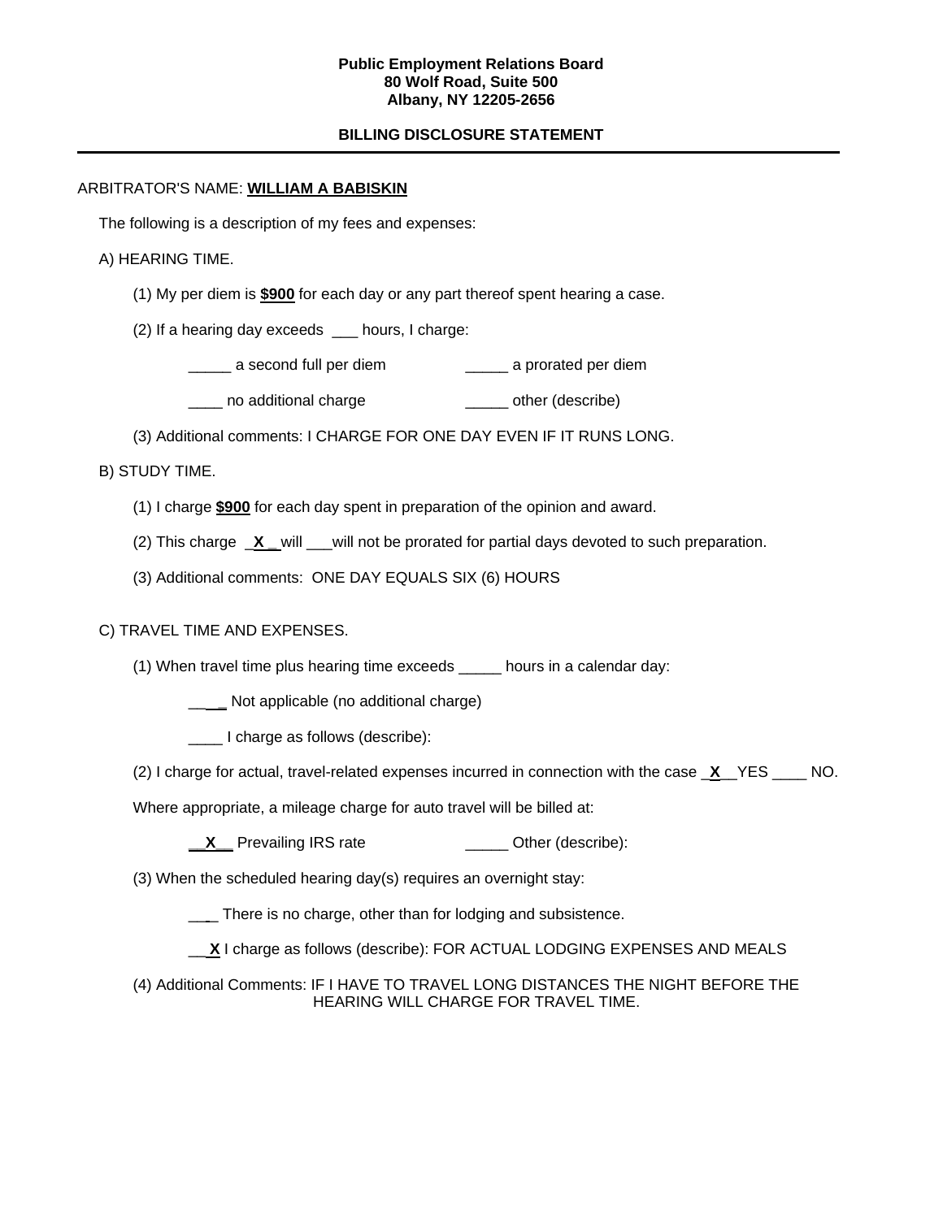**Public Employment Relations Board**
**80 Wolf Road, Suite 500**
**Albany, NY 12205-2656**

**BILLING DISCLOSURE STATEMENT**

---

ARBITRATOR'S NAME: **WILLIAM A BABISKIN**

The following is a description of my fees and expenses:

A) HEARING TIME.

(1) My per diem is **$900** for each day or any part thereof spent hearing a case.

(2) If a hearing day exceeds ___ hours, I charge:

_____ a second full per diem _____ a prorated per diem

____ no additional charge _____ other (describe)

(3) Additional comments: I CHARGE FOR ONE DAY EVEN IF IT RUNS LONG.

B) STUDY TIME.

(1) I charge **$900** for each day spent in preparation of the opinion and award.

(2) This charge _**X**_ will ___will not be prorated for partial days devoted to such preparation.

(3) Additional comments: ONE DAY EQUALS SIX (6) HOURS

C) TRAVEL TIME AND EXPENSES.

(1) When travel time plus hearing time exceeds _____ hours in a calendar day:

____ Not applicable (no additional charge)

____ I charge as follows (describe):

(2) I charge for actual, travel-related expenses incurred in connection with the case _**X**__YES ____ NO.

Where appropriate, a mileage charge for auto travel will be billed at:

__**X**__ Prevailing IRS rate _____ Other (describe):

(3) When the scheduled hearing day(s) requires an overnight stay:

___ There is no charge, other than for lodging and subsistence.

__**X** I charge as follows (describe): FOR ACTUAL LODGING EXPENSES AND MEALS

(4) Additional Comments: IF I HAVE TO TRAVEL LONG DISTANCES THE NIGHT BEFORE THE HEARING WILL CHARGE FOR TRAVEL TIME.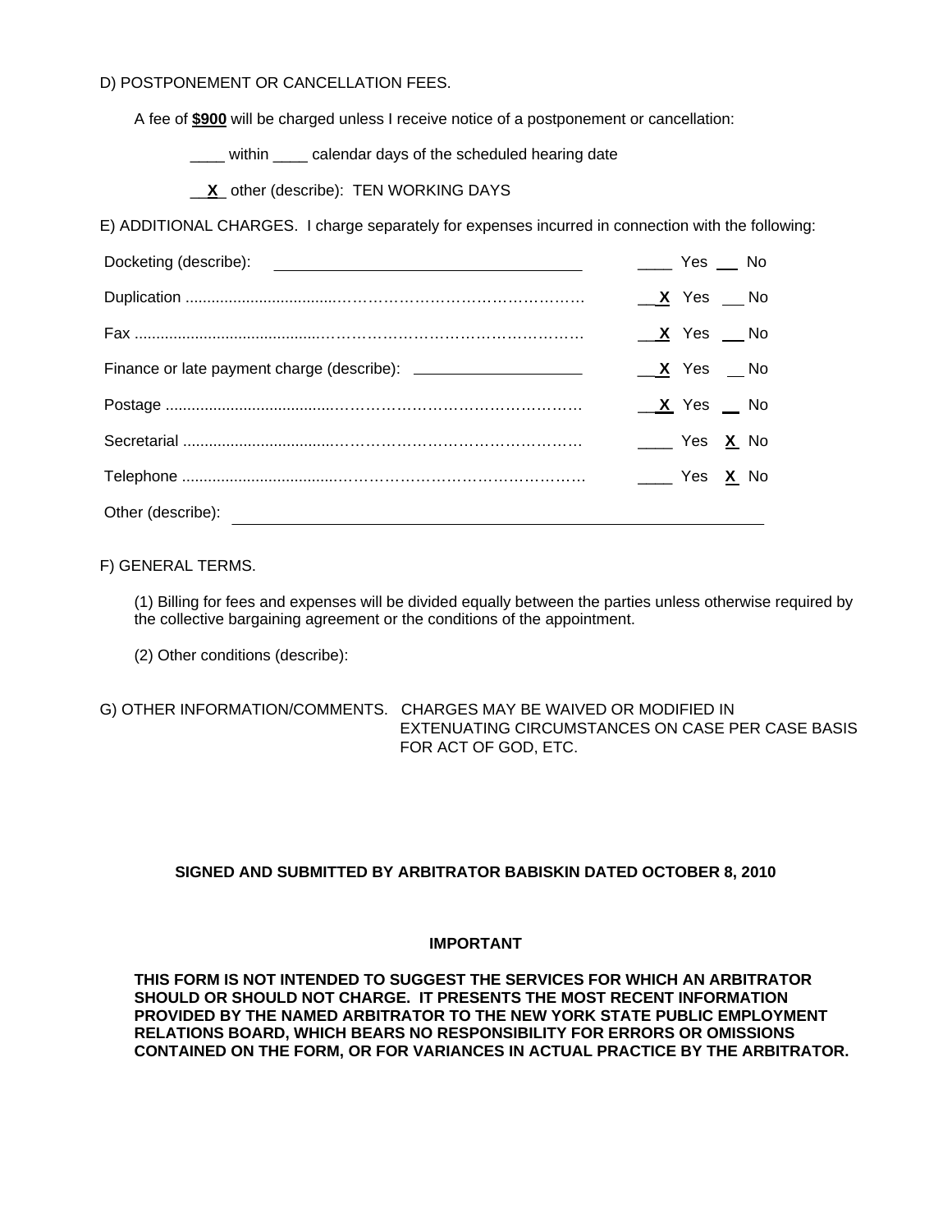D) POSTPONEMENT OR CANCELLATION FEES.

A fee of **$900** will be charged unless I receive notice of a postponement or cancellation:

____ within ____ calendar days of the scheduled hearing date

__**X**_ other (describe): TEN WORKING DAYS

E) ADDITIONAL CHARGES. I charge separately for expenses incurred in connection with the following:

| | |
|---|---|
| Docketing (describe): ____________________ | ____ Yes __ No |
| Duplication ........................................ | __X Yes __ No |
| Fax ........................................ | __X Yes __ No |
| Finance or late payment charge (describe): ____________ | __X Yes __ No |
| Postage ........................................ | __X Yes __ No |
| Secretarial ........................................ | ____ Yes X No |
| Telephone ........................................ | ____ Yes X No |
| Other (describe): ____________________ | |

F) GENERAL TERMS.

(1) Billing for fees and expenses will be divided equally between the parties unless otherwise required by the collective bargaining agreement or the conditions of the appointment.

(2) Other conditions (describe):

G) OTHER INFORMATION/COMMENTS. CHARGES MAY BE WAIVED OR MODIFIED IN EXTENUATING CIRCUMSTANCES ON CASE PER CASE BASIS FOR ACT OF GOD, ETC.

**SIGNED AND SUBMITTED BY ARBITRATOR BABISKIN DATED OCTOBER 8, 2010**

**IMPORTANT**

**THIS FORM IS NOT INTENDED TO SUGGEST THE SERVICES FOR WHICH AN ARBITRATOR SHOULD OR SHOULD NOT CHARGE. IT PRESENTS THE MOST RECENT INFORMATION PROVIDED BY THE NAMED ARBITRATOR TO THE NEW YORK STATE PUBLIC EMPLOYMENT RELATIONS BOARD, WHICH BEARS NO RESPONSIBILITY FOR ERRORS OR OMISSIONS CONTAINED ON THE FORM, OR FOR VARIANCES IN ACTUAL PRACTICE BY THE ARBITRATOR.**